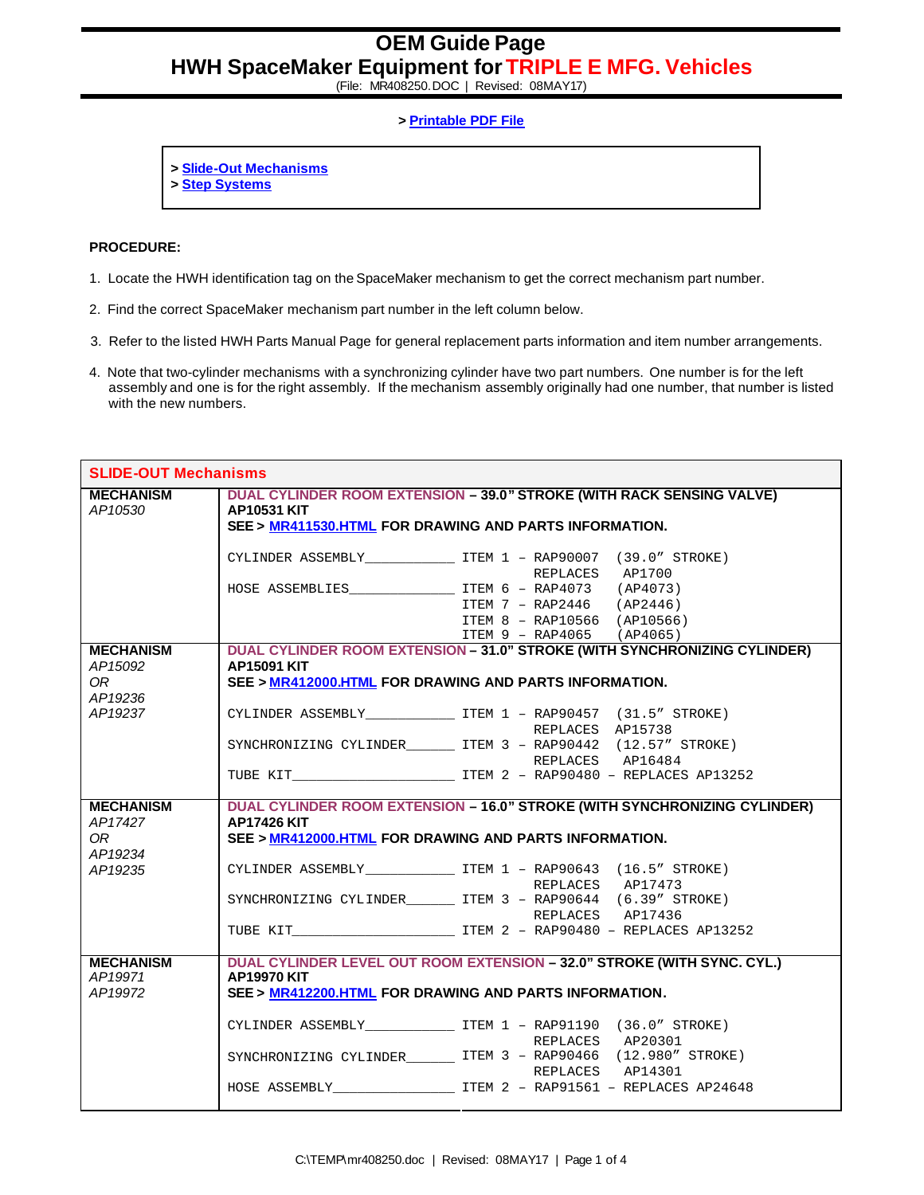# OEM Guide Page
# HWH SpaceMaker Equipment for TRIPLE E MFG. Vehicles

(File: MR408250.DOC | Revised: 08MAY17)

> **Printable PDF File**

> **Slide-Out Mechanisms**
> **Step Systems**

**PROCEDURE:**

1. Locate the HWH identification tag on the SpaceMaker mechanism to get the correct mechanism part number.
2. Find the correct SpaceMaker mechanism part number in the left column below.
3. Refer to the listed HWH Parts Manual Page for general replacement parts information and item number arrangements.
4. Note that two-cylinder mechanisms with a synchronizing cylinder have two part numbers. One number is for the left assembly and one is for the right assembly. If the mechanism assembly originally had one number, that number is listed with the new numbers.

## SLIDE-OUT Mechanisms

| | |
|---|---|
| **MECHANISM**<br>*AP10530* | **DUAL CYLINDER ROOM EXTENSION – 39.0" STROKE (WITH RACK SENSING VALVE)**<br>**AP10531 KIT**<br>**SEE > MR411530.HTML FOR DRAWING AND PARTS INFORMATION.**<br><br>CYLINDER ASSEMBLY___________ ITEM 1 – RAP90007 (39.0" STROKE)<br>REPLACES AP1700<br>HOSE ASSEMBLIES_____________ ITEM 6 – RAP4073 (AP4073)<br>ITEM 7 – RAP2446 (AP2446)<br>ITEM 8 – RAP10566 (AP10566)<br>ITEM 9 – RAP4065 (AP4065) |
| **MECHANISM**<br>*AP15092*<br>*OR*<br>*AP19236*<br>*AP19237* | **DUAL CYLINDER ROOM EXTENSION – 31.0" STROKE (WITH SYNCHRONIZING CYLINDER)**<br>**AP15091 KIT**<br>**SEE > MR412000.HTML FOR DRAWING AND PARTS INFORMATION.**<br><br>CYLINDER ASSEMBLY___________ ITEM 1 – RAP90457 (31.5" STROKE)<br>REPLACES AP15738<br>SYNCHRONIZING CYLINDER______ ITEM 3 – RAP90442 (12.57" STROKE)<br>REPLACES AP16484<br>TUBE KIT____________________ ITEM 2 – RAP90480 – REPLACES AP13252 |
| **MECHANISM**<br>*AP17427*<br>*OR*<br>*AP19234*<br>*AP19235* | **DUAL CYLINDER ROOM EXTENSION – 16.0" STROKE (WITH SYNCHRONIZING CYLINDER)**<br>**AP17426 KIT**<br>**SEE > MR412000.HTML FOR DRAWING AND PARTS INFORMATION.**<br><br>CYLINDER ASSEMBLY___________ ITEM 1 – RAP90643 (16.5" STROKE)<br>REPLACES AP17473<br>SYNCHRONIZING CYLINDER______ ITEM 3 – RAP90644 (6.39" STROKE)<br>REPLACES AP17436<br>TUBE KIT____________________ ITEM 2 – RAP90480 – REPLACES AP13252 |
| **MECHANISM**<br>*AP19971*<br>*AP19972* | **DUAL CYLINDER LEVEL OUT ROOM EXTENSION – 32.0" STROKE (WITH SYNC. CYL.)**<br>**AP19970 KIT**<br>**SEE > MR412200.HTML FOR DRAWING AND PARTS INFORMATION.**<br><br>CYLINDER ASSEMBLY___________ ITEM 1 – RAP91190 (36.0" STROKE)<br>REPLACES AP20301<br>SYNCHRONIZING CYLINDER______ ITEM 3 – RAP90466 (12.980" STROKE)<br>REPLACES AP14301<br>HOSE ASSEMBLY_______________ ITEM 2 – RAP91561 – REPLACES AP24648 |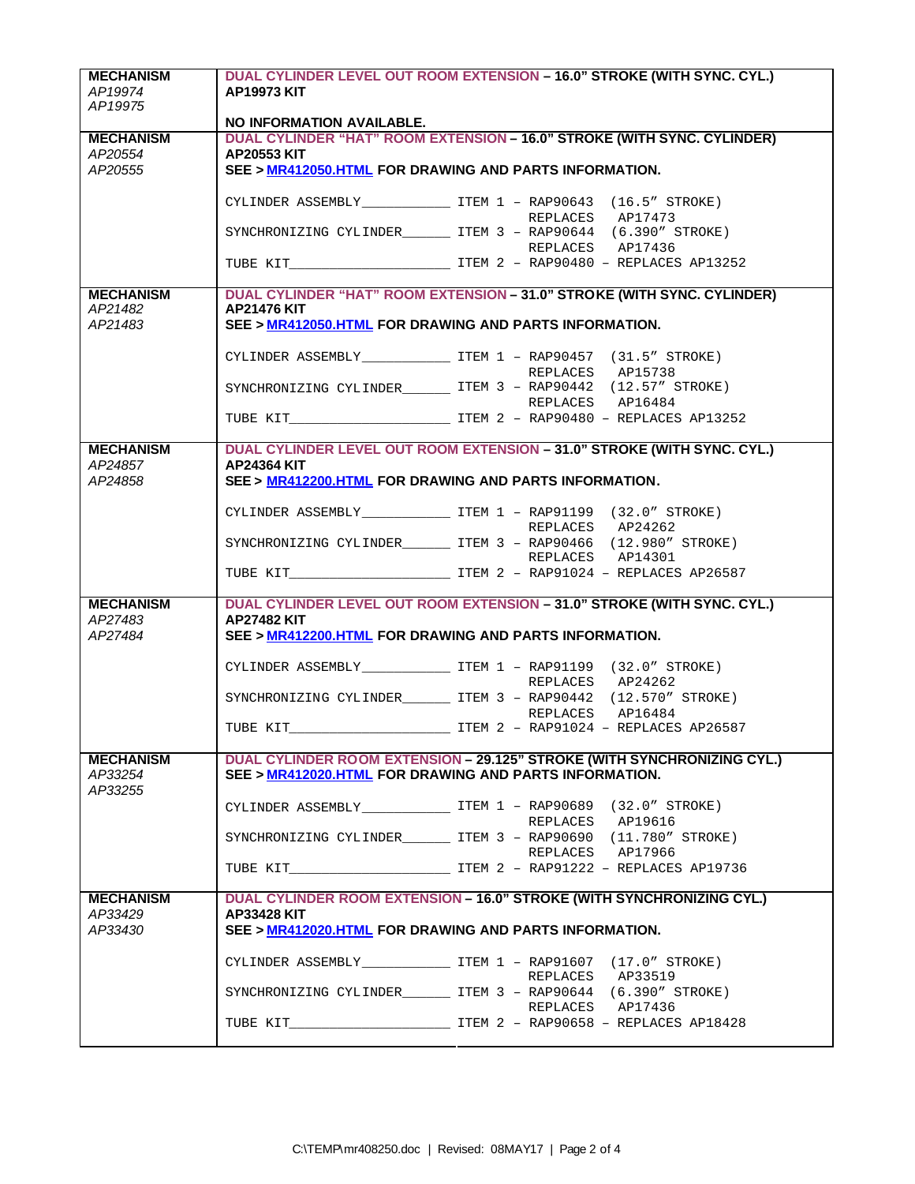| MECHANISM | |
|---|---|
| *AP19974*<br>*AP19975* | **DUAL CYLINDER LEVEL OUT ROOM EXTENSION – 16.0" STROKE (WITH SYNC. CYL.)**<br>**AP19973 KIT**<br><br>**NO INFORMATION AVAILABLE.** |
| **MECHANISM**<br>*AP20554*<br>*AP20555* | **DUAL CYLINDER "HAT" ROOM EXTENSION – 16.0" STROKE (WITH SYNC. CYLINDER)**<br>**AP20553 KIT**<br>**SEE > MR412050.HTML FOR DRAWING AND PARTS INFORMATION.**<br><br>CYLINDER ASSEMBLY___________ ITEM 1 – RAP90643 (16.5" STROKE) REPLACES AP17473<br>SYNCHRONIZING CYLINDER______ ITEM 3 – RAP90644 (6.390" STROKE) REPLACES AP17436<br>TUBE KIT____________________ ITEM 2 – RAP90480 – REPLACES AP13252 |
| **MECHANISM**<br>*AP21482*<br>*AP21483* | **DUAL CYLINDER "HAT" ROOM EXTENSION – 31.0" STROKE (WITH SYNC. CYLINDER)**<br>**AP21476 KIT**<br>**SEE > MR412050.HTML FOR DRAWING AND PARTS INFORMATION.**<br><br>CYLINDER ASSEMBLY___________ ITEM 1 – RAP90457 (31.5" STROKE) REPLACES AP15738<br>SYNCHRONIZING CYLINDER______ ITEM 3 – RAP90442 (12.57" STROKE) REPLACES AP16484<br>TUBE KIT____________________ ITEM 2 – RAP90480 – REPLACES AP13252 |
| **MECHANISM**<br>*AP24857*<br>*AP24858* | **DUAL CYLINDER LEVEL OUT ROOM EXTENSION – 31.0" STROKE (WITH SYNC. CYL.)**<br>**AP24364 KIT**<br>**SEE > MR412200.HTML FOR DRAWING AND PARTS INFORMATION.**<br><br>CYLINDER ASSEMBLY___________ ITEM 1 – RAP91199 (32.0" STROKE) REPLACES AP24262<br>SYNCHRONIZING CYLINDER______ ITEM 3 – RAP90466 (12.980" STROKE) REPLACES AP14301<br>TUBE KIT____________________ ITEM 2 – RAP91024 – REPLACES AP26587 |
| **MECHANISM**<br>*AP27483*<br>*AP27484* | **DUAL CYLINDER LEVEL OUT ROOM EXTENSION – 31.0" STROKE (WITH SYNC. CYL.)**<br>**AP27482 KIT**<br>**SEE > MR412200.HTML FOR DRAWING AND PARTS INFORMATION.**<br><br>CYLINDER ASSEMBLY___________ ITEM 1 – RAP91199 (32.0" STROKE) REPLACES AP24262<br>SYNCHRONIZING CYLINDER______ ITEM 3 – RAP90442 (12.570" STROKE) REPLACES AP16484<br>TUBE KIT____________________ ITEM 2 – RAP91024 – REPLACES AP26587 |
| **MECHANISM**<br>*AP33254*<br>*AP33255* | **DUAL CYLINDER ROOM EXTENSION – 29.125" STROKE (WITH SYNCHRONIZING CYL.)**<br>**SEE > MR412020.HTML FOR DRAWING AND PARTS INFORMATION.**<br><br>CYLINDER ASSEMBLY___________ ITEM 1 – RAP90689 (32.0" STROKE) REPLACES AP19616<br>SYNCHRONIZING CYLINDER______ ITEM 3 – RAP90690 (11.780" STROKE) REPLACES AP17966<br>TUBE KIT____________________ ITEM 2 – RAP91222 – REPLACES AP19736 |
| **MECHANISM**<br>*AP33429*<br>*AP33430* | **DUAL CYLINDER ROOM EXTENSION – 16.0" STROKE (WITH SYNCHRONIZING CYL.)**<br>**AP33428 KIT**<br>**SEE > MR412020.HTML FOR DRAWING AND PARTS INFORMATION.**<br><br>CYLINDER ASSEMBLY___________ ITEM 1 – RAP91607 (17.0" STROKE) REPLACES AP33519<br>SYNCHRONIZING CYLINDER______ ITEM 3 – RAP90644 (6.390" STROKE) REPLACES AP17436<br>TUBE KIT____________________ ITEM 2 – RAP90658 – REPLACES AP18428 |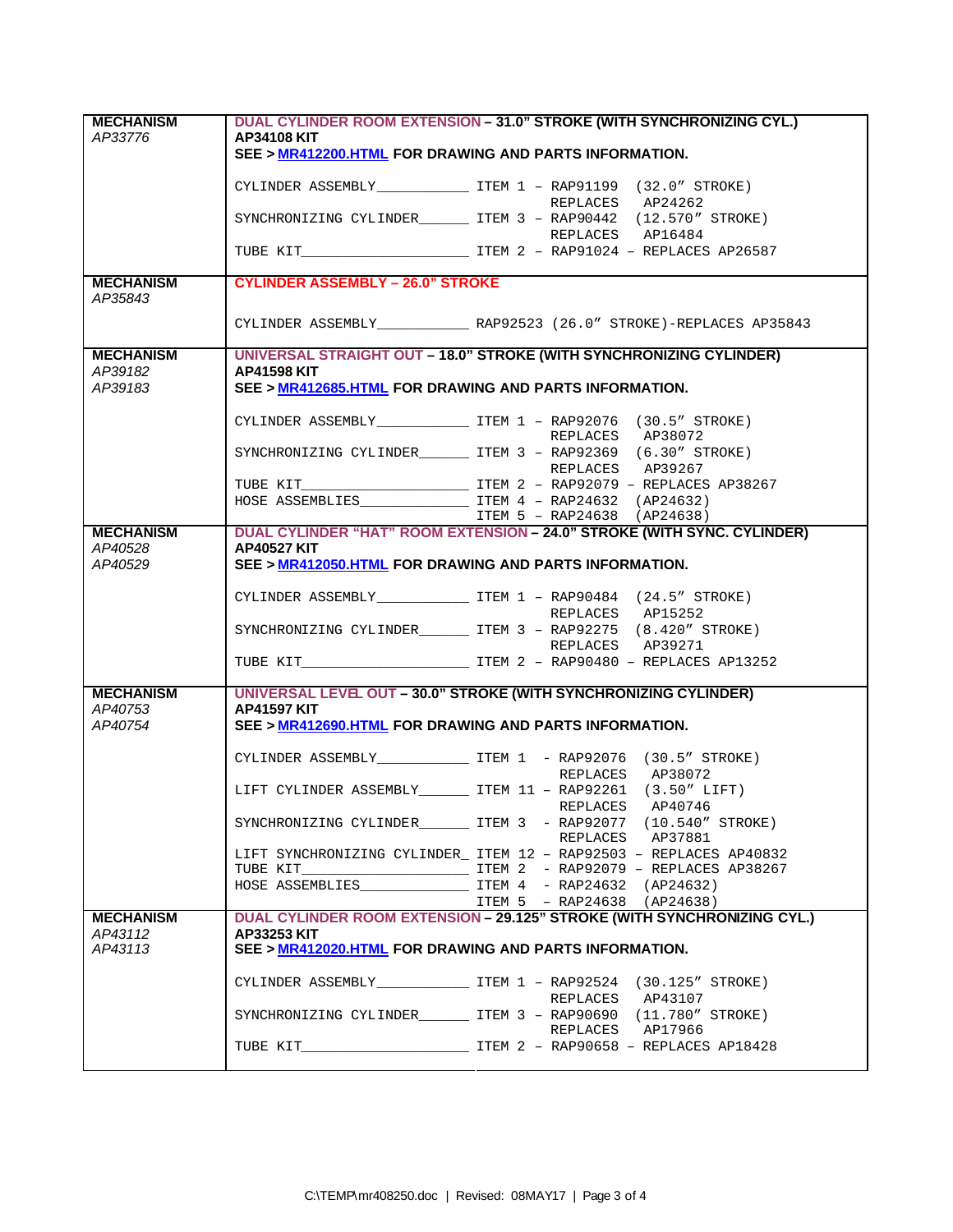| MECHANISM | |
|---|---|
| *AP33776* | **DUAL CYLINDER ROOM EXTENSION – 31.0" STROKE (WITH SYNCHRONIZING CYL.)**<br>**AP34108 KIT**<br>**SEE > [MR412200.HTML](MR412200.HTML) FOR DRAWING AND PARTS INFORMATION.**<br><br>CYLINDER ASSEMBLY____________ ITEM 1 – RAP91199 (32.0" STROKE) REPLACES AP24262<br>SYNCHRONIZING CYLINDER______ ITEM 3 – RAP90442 (12.570" STROKE) REPLACES AP16484<br>TUBE KIT_____________________ ITEM 2 – RAP91024 – REPLACES AP26587 |
| **MECHANISM**<br>*AP35843* | **CYLINDER ASSEMBLY – 26.0" STROKE**<br><br>CYLINDER ASSEMBLY____________ RAP92523 (26.0" STROKE)-REPLACES AP35843 |
| **MECHANISM**<br>*AP39182*<br>*AP39183* | **UNIVERSAL STRAIGHT OUT – 18.0" STROKE (WITH SYNCHRONIZING CYLINDER)**<br>**AP41598 KIT**<br>**SEE > [MR412685.HTML](MR412685.HTML) FOR DRAWING AND PARTS INFORMATION.**<br><br>CYLINDER ASSEMBLY____________ ITEM 1 – RAP92076 (30.5" STROKE) REPLACES AP38072<br>SYNCHRONIZING CYLINDER______ ITEM 3 – RAP92369 (6.30" STROKE) REPLACES AP39267<br>TUBE KIT_____________________ ITEM 2 – RAP92079 – REPLACES AP38267<br>HOSE ASSEMBLIES______________ ITEM 4 – RAP24632 (AP24632)<br>ITEM 5 – RAP24638 (AP24638) |
| **MECHANISM**<br>*AP40528*<br>*AP40529* | **DUAL CYLINDER "HAT" ROOM EXTENSION – 24.0" STROKE (WITH SYNC. CYLINDER)**<br>**AP40527 KIT**<br>**SEE > [MR412050.HTML](MR412050.HTML) FOR DRAWING AND PARTS INFORMATION.**<br><br>CYLINDER ASSEMBLY____________ ITEM 1 – RAP90484 (24.5" STROKE) REPLACES AP15252<br>SYNCHRONIZING CYLINDER______ ITEM 3 – RAP92275 (8.420" STROKE) REPLACES AP39271<br>TUBE KIT_____________________ ITEM 2 – RAP90480 – REPLACES AP13252 |
| **MECHANISM**<br>*AP40753*<br>*AP40754* | **UNIVERSAL LEVEL OUT – 30.0" STROKE (WITH SYNCHRONIZING CYLINDER)**<br>**AP41597 KIT**<br>**SEE > [MR412690.HTML](MR412690.HTML) FOR DRAWING AND PARTS INFORMATION.**<br><br>CYLINDER ASSEMBLY____________ ITEM 1 - RAP92076 (30.5" STROKE) REPLACES AP38072<br>LIFT CYLINDER ASSEMBLY______ ITEM 11 – RAP92261 (3.50" LIFT) REPLACES AP40746<br>SYNCHRONIZING CYLINDER______ ITEM 3 - RAP92077 (10.540" STROKE) REPLACES AP37881<br>LIFT SYNCHRONIZING CYLINDER_ ITEM 12 – RAP92503 – REPLACES AP40832<br>TUBE KIT_____________________ ITEM 2 - RAP92079 – REPLACES AP38267<br>HOSE ASSEMBLIES______________ ITEM 4 - RAP24632 (AP24632)<br>ITEM 5 - RAP24638 (AP24638) |
| **MECHANISM**<br>*AP43112*<br>*AP43113* | **DUAL CYLINDER ROOM EXTENSION – 29.125" STROKE (WITH SYNCHRONIZING CYL.)**<br>**AP33253 KIT**<br>**SEE > [MR412020.HTML](MR412020.HTML) FOR DRAWING AND PARTS INFORMATION.**<br><br>CYLINDER ASSEMBLY____________ ITEM 1 – RAP92524 (30.125" STROKE) REPLACES AP43107<br>SYNCHRONIZING CYLINDER______ ITEM 3 – RAP90690 (11.780" STROKE) REPLACES AP17966<br>TUBE KIT_____________________ ITEM 2 – RAP90658 – REPLACES AP18428 |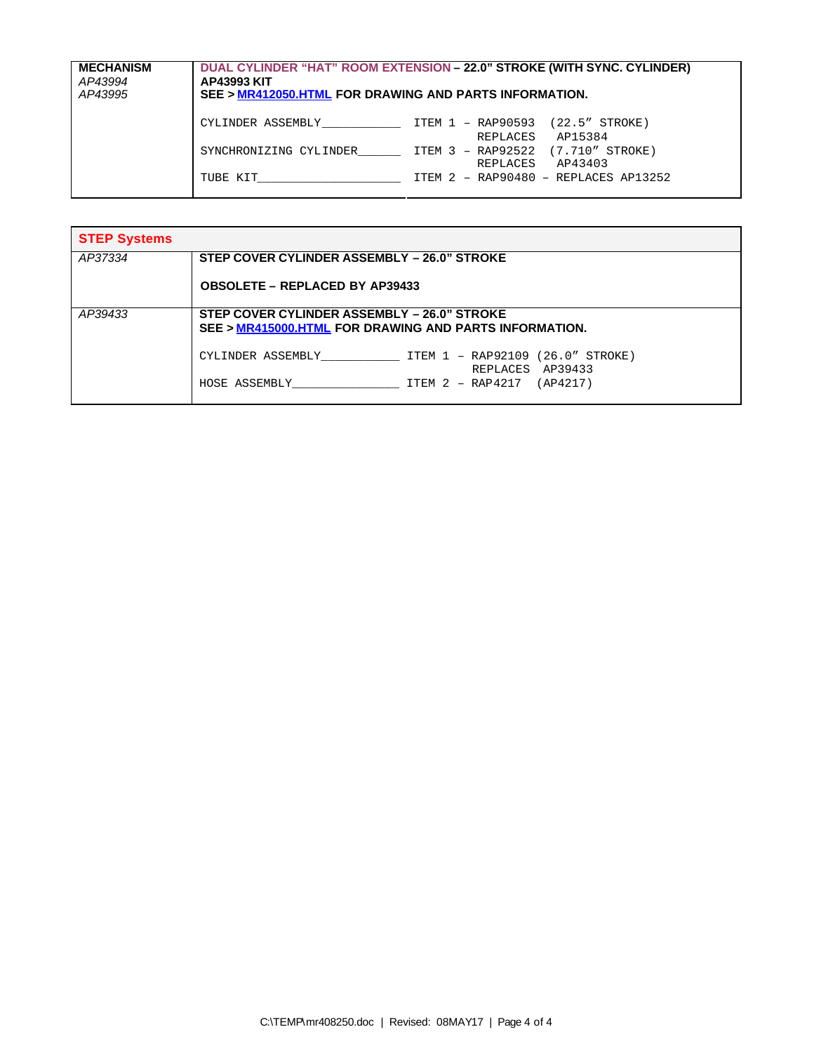| | |
|---|---|
| **MECHANISM**<br>*AP43994*<br>*AP43995* | **DUAL CYLINDER "HAT" ROOM EXTENSION – 22.0" STROKE (WITH SYNC. CYLINDER)**<br>**AP43993 KIT**<br>**SEE > MR412050.HTML FOR DRAWING AND PARTS INFORMATION.**<br><br>CYLINDER ASSEMBLY____________ ITEM 1 – RAP90593 (22.5" STROKE) REPLACES AP15384<br>SYNCHRONIZING CYLINDER______ ITEM 3 – RAP92522 (7.710" STROKE) REPLACES AP43403<br>TUBE KIT_____________________ ITEM 2 – RAP90480 – REPLACES AP13252 |

| **STEP Systems** | |
|---|---|
| *AP37334* | **STEP COVER CYLINDER ASSEMBLY – 26.0" STROKE**<br><br>**OBSOLETE – REPLACED BY AP39433** |
| *AP39433* | **STEP COVER CYLINDER ASSEMBLY – 26.0" STROKE**<br>**SEE > MR415000.HTML FOR DRAWING AND PARTS INFORMATION.**<br><br>CYLINDER ASSEMBLY____________ ITEM 1 – RAP92109 (26.0" STROKE) REPLACES AP39433<br>HOSE ASSEMBLY________________ ITEM 2 – RAP4217 (AP4217) |

C:\TEMP\mr408250.doc | Revised: 08MAY17